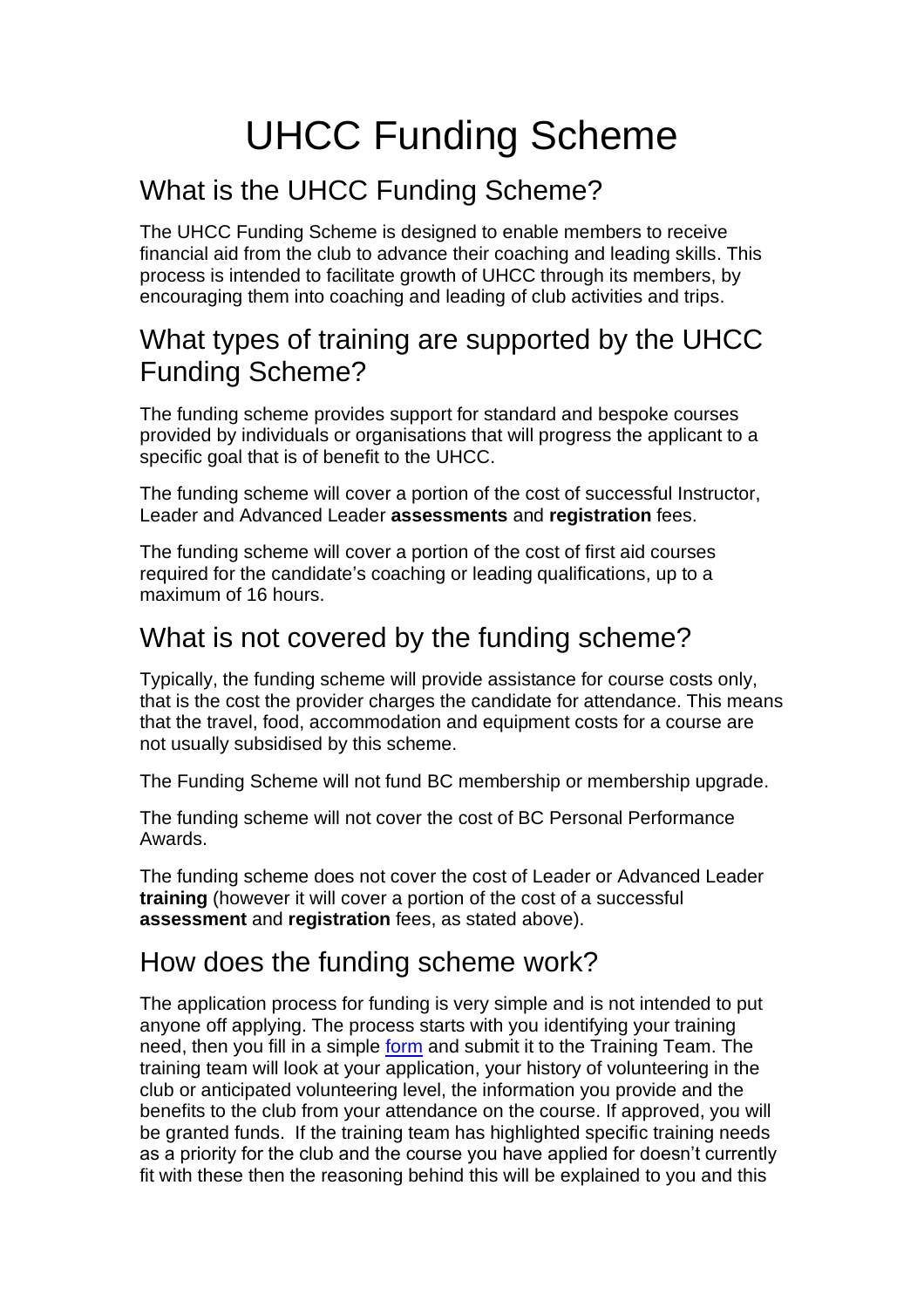# UHCC Funding Scheme

## What is the UHCC Funding Scheme?

The UHCC Funding Scheme is designed to enable members to receive financial aid from the club to advance their coaching and leading skills. This process is intended to facilitate growth of UHCC through its members, by encouraging them into coaching and leading of club activities and trips.

## What types of training are supported by the UHCC Funding Scheme?

The funding scheme provides support for standard and bespoke courses provided by individuals or organisations that will progress the applicant to a specific goal that is of benefit to the UHCC.

The funding scheme will cover a portion of the cost of successful Instructor, Leader and Advanced Leader **assessments** and **registration** fees.

The funding scheme will cover a portion of the cost of first aid courses required for the candidate's coaching or leading qualifications, up to a maximum of 16 hours.

## What is not covered by the funding scheme?

Typically, the funding scheme will provide assistance for course costs only, that is the cost the provider charges the candidate for attendance. This means that the travel, food, accommodation and equipment costs for a course are not usually subsidised by this scheme.

The Funding Scheme will not fund BC membership or membership upgrade.

The funding scheme will not cover the cost of BC Personal Performance Awards.

The funding scheme does not cover the cost of Leader or Advanced Leader **training** (however it will cover a portion of the cost of a successful **assessment** and **registration** fees, as stated above).

## How does the funding scheme work?

The application process for funding is very simple and is not intended to put anyone off applying. The process starts with you identifying your training need, then you fill in a simple form and submit it to the Training Team. The training team will look at your application, your history of volunteering in the club or anticipated volunteering level, the information you provide and the benefits to the club from your attendance on the course. If approved, you will be granted funds. If the training team has highlighted specific training needs as a priority for the club and the course you have applied for doesn't currently fit with these then the reasoning behind this will be explained to you and this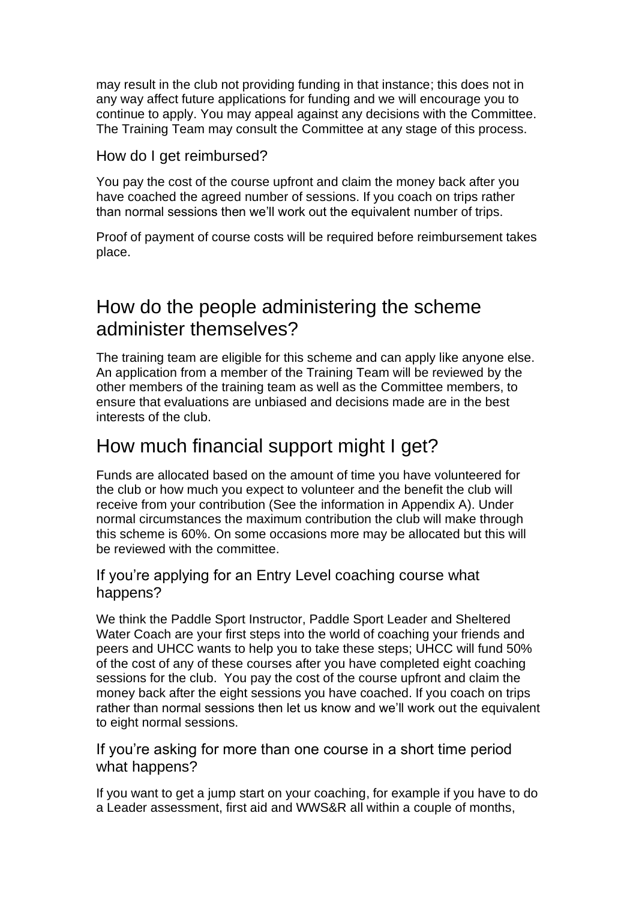may result in the club not providing funding in that instance; this does not in any way affect future applications for funding and we will encourage you to continue to apply. You may appeal against any decisions with the Committee. The Training Team may consult the Committee at any stage of this process.

### How do I get reimbursed?

You pay the cost of the course upfront and claim the money back after you have coached the agreed number of sessions. If you coach on trips rather than normal sessions then we'll work out the equivalent number of trips.

Proof of payment of course costs will be required before reimbursement takes place.

## How do the people administering the scheme administer themselves?

The training team are eligible for this scheme and can apply like anyone else. An application from a member of the Training Team will be reviewed by the other members of the training team as well as the Committee members, to ensure that evaluations are unbiased and decisions made are in the best interests of the club.

## How much financial support might I get?

Funds are allocated based on the amount of time you have volunteered for the club or how much you expect to volunteer and the benefit the club will receive from your contribution (See the information in Appendix A). Under normal circumstances the maximum contribution the club will make through this scheme is 60%. On some occasions more may be allocated but this will be reviewed with the committee.

### If you're applying for an Entry Level coaching course what happens?

We think the Paddle Sport Instructor, Paddle Sport Leader and Sheltered Water Coach are your first steps into the world of coaching your friends and peers and UHCC wants to help you to take these steps; UHCC will fund 50% of the cost of any of these courses after you have completed eight coaching sessions for the club. You pay the cost of the course upfront and claim the money back after the eight sessions you have coached. If you coach on trips rather than normal sessions then let us know and we'll work out the equivalent to eight normal sessions.

### If you're asking for more than one course in a short time period what happens?

If you want to get a jump start on your coaching, for example if you have to do a Leader assessment, first aid and WWS&R all within a couple of months,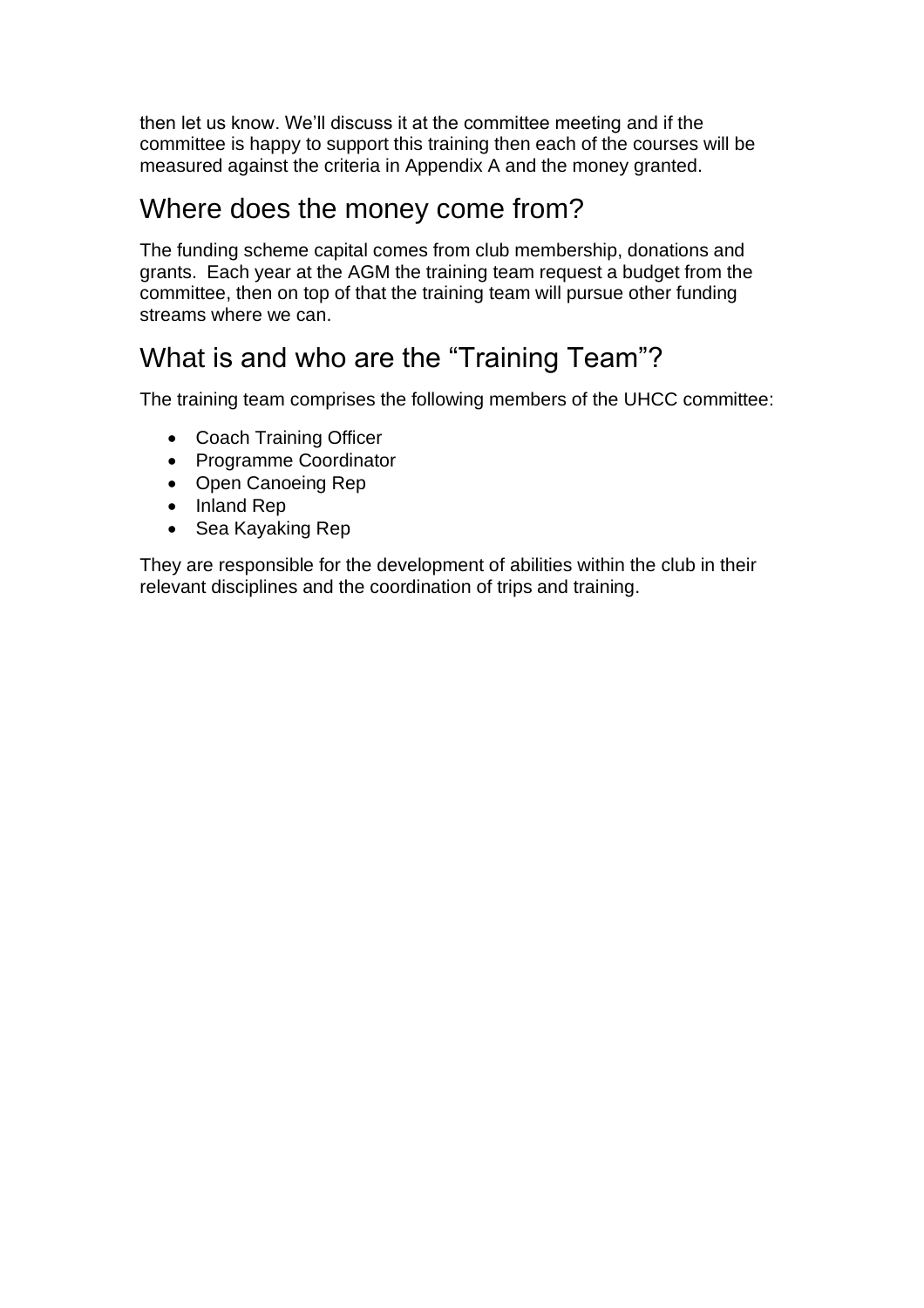then let us know. We’ll discuss it at the committee meeting and if the committee is happy to support this training then each of the courses will be measured against the criteria in Appendix A and the money granted.

## Where does the money come from?

The funding scheme capital comes from club membership, donations and grants. Each year at the AGM the training team request a budget from the committee, then on top of that the training team will pursue other funding streams where we can.

## What is and who are the “Training Team”?

The training team comprises the following members of the UHCC committee:

- Coach Training Officer
- Programme Coordinator
- Open Canoeing Rep
- Inland Rep
- Sea Kayaking Rep

They are responsible for the development of abilities within the club in their relevant disciplines and the coordination of trips and training.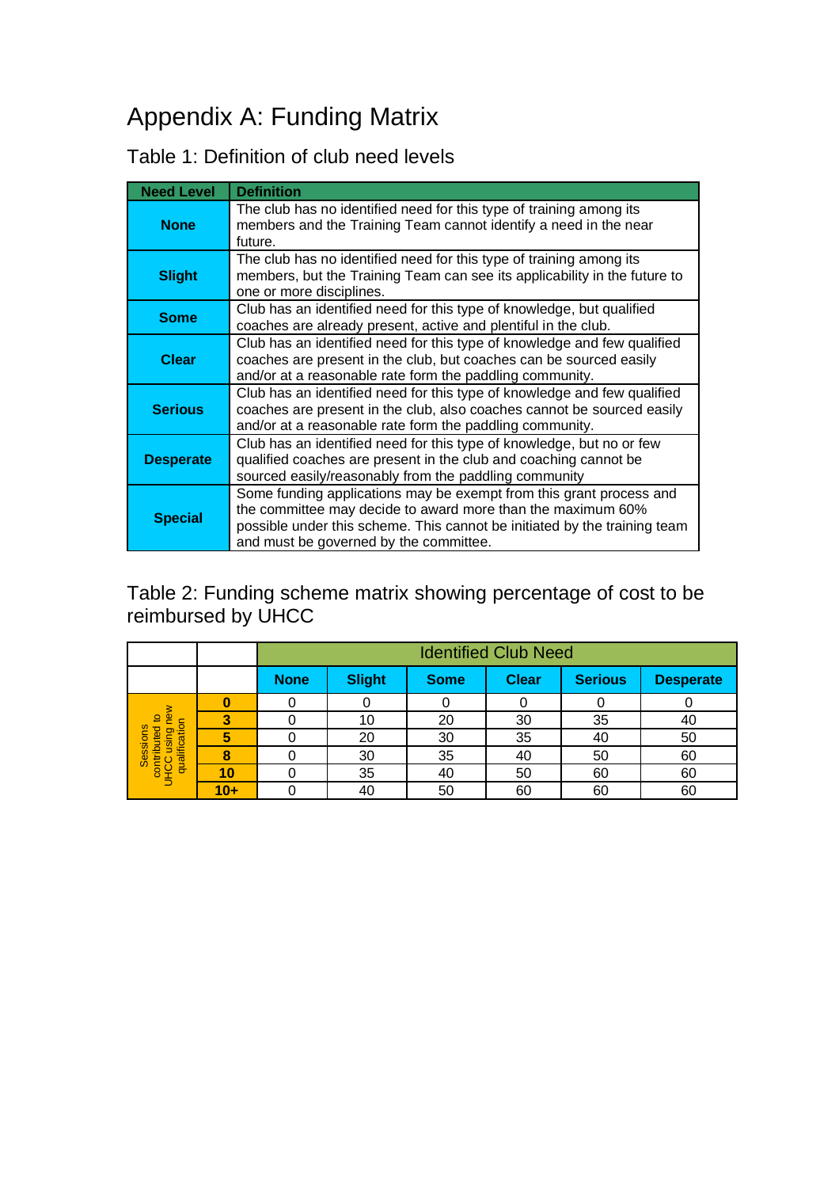# Appendix A: Funding Matrix

## Table 1: Definition of club need levels

| Need Level | Definition |
|---|---|
| **None** | The club has no identified need for this type of training among its members and the Training Team cannot identify a need in the near future. |
| **Slight** | The club has no identified need for this type of training among its members, but the Training Team can see its applicability in the future to one or more disciplines. |
| **Some** | Club has an identified need for this type of knowledge, but qualified coaches are already present, active and plentiful in the club. |
| **Clear** | Club has an identified need for this type of knowledge and few qualified coaches are present in the club, but coaches can be sourced easily and/or at a reasonable rate form the paddling community. |
| **Serious** | Club has an identified need for this type of knowledge and few qualified coaches are present in the club, also coaches cannot be sourced easily and/or at a reasonable rate form the paddling community. |
| **Desperate** | Club has an identified need for this type of knowledge, but no or few qualified coaches are present in the club and coaching cannot be sourced easily/reasonably from the paddling community |
| **Special** | Some funding applications may be exempt from this grant process and the committee may decide to award more than the maximum 60% possible under this scheme. This cannot be initiated by the training team and must be governed by the committee. |

## Table 2: Funding scheme matrix showing percentage of cost to be reimbursed by UHCC

| | | Identified Club Need | | | | | |
|---|---|---|---|---|---|---|---|
| | | **None** | **Slight** | **Some** | **Clear** | **Serious** | **Desperate** |
| Sessions contributed to UHCC using new qualification | **0** | 0 | 0 | 0 | 0 | 0 | 0 |
| | **3** | 0 | 10 | 20 | 30 | 35 | 40 |
| | **5** | 0 | 20 | 30 | 35 | 40 | 50 |
| | **8** | 0 | 30 | 35 | 40 | 50 | 60 |
| | **10** | 0 | 35 | 40 | 50 | 60 | 60 |
| | **10+** | 0 | 40 | 50 | 60 | 60 | 60 |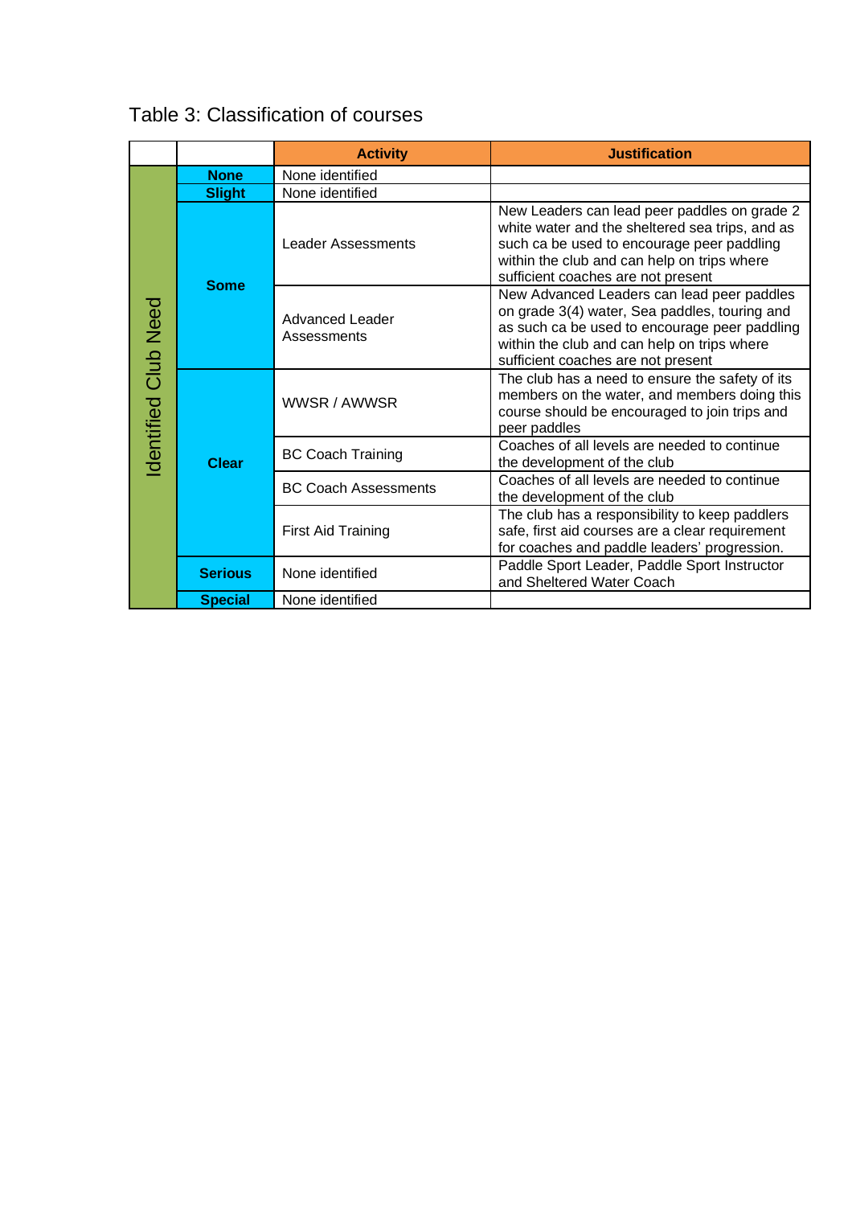Table 3: Classification of courses

| | | Activity | Justification |
|---|---|---|---|
| Identified Club Need | **None** | None identified | |
| | **Slight** | None identified | |
| | **Some** | Leader Assessments | New Leaders can lead peer paddles on grade 2 white water and the sheltered sea trips, and as such ca be used to encourage peer paddling within the club and can help on trips where sufficient coaches are not present |
| | | Advanced Leader Assessments | New Advanced Leaders can lead peer paddles on grade 3(4) water, Sea paddles, touring and as such ca be used to encourage peer paddling within the club and can help on trips where sufficient coaches are not present |
| | **Clear** | WWSR / AWWSR | The club has a need to ensure the safety of its members on the water, and members doing this course should be encouraged to join trips and peer paddles |
| | | BC Coach Training | Coaches of all levels are needed to continue the development of the club |
| | | BC Coach Assessments | Coaches of all levels are needed to continue the development of the club |
| | | First Aid Training | The club has a responsibility to keep paddlers safe, first aid courses are a clear requirement for coaches and paddle leaders' progression. |
| | **Serious** | None identified | Paddle Sport Leader, Paddle Sport Instructor and Sheltered Water Coach |
| | **Special** | None identified | |